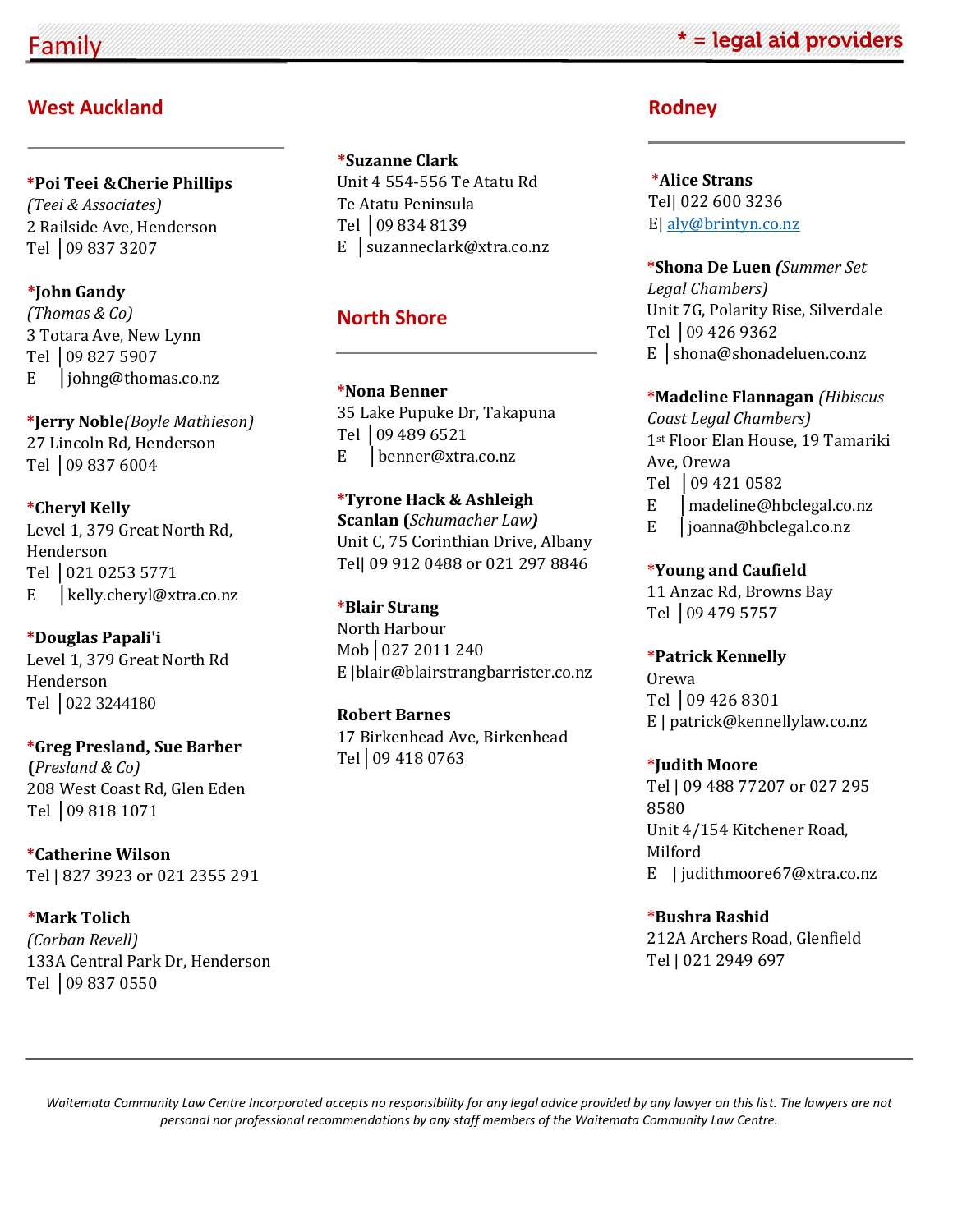# Family

*\* = legal aid providers*

## West Auckland

**\*Poi Teei &Cherie Phillips**
*(Teei & Associates)*
2 Railside Ave, Henderson
Tel │09 837 3207

**\*John Gandy**
*(Thomas & Co)*
3 Totara Ave, New Lynn
Tel │09 827 5907
E │johng@thomas.co.nz

**\*Jerry Noble***(Boyle Mathieson)*
27 Lincoln Rd, Henderson
Tel │09 837 6004

**\*Cheryl Kelly**
Level 1, 379 Great North Rd, Henderson
Tel │021 0253 5771
E │kelly.cheryl@xtra.co.nz

**\*Douglas Papali'i**
Level 1, 379 Great North Rd
Henderson
Tel │022 3244180

**\*Greg Presland, Sue Barber**
**(***Presland & Co)*
208 West Coast Rd, Glen Eden
Tel │09 818 1071

**\*Catherine Wilson**
Tel | 827 3923 or 021 2355 291

**\*Mark Tolich**
*(Corban Revell)*
133A Central Park Dr, Henderson
Tel │09 837 0550

**\*Suzanne Clark**
Unit 4 554-556 Te Atatu Rd
Te Atatu Peninsula
Tel │09 834 8139
E │suzanneclark@xtra.co.nz

## North Shore

**\*Nona Benner**
35 Lake Pupuke Dr, Takapuna
Tel │09 489 6521
E │benner@xtra.co.nz

**\*Tyrone Hack & Ashleigh Scanlan (***Schumacher Law***)**
Unit C, 75 Corinthian Drive, Albany
Tel| 09 912 0488 or 021 297 8846

**\*Blair Strang**
North Harbour
Mob │027 2011 240
E |blair@blairstrangbarrister.co.nz

**Robert Barnes**
17 Birkenhead Ave, Birkenhead
Tel │09 418 0763

## Rodney

**\*Alice Strans**
Tel| 022 600 3236
E| aly@brintyn.co.nz

**\*Shona De Luen** ***(****Summer Set Legal Chambers)*
Unit 7G, Polarity Rise, Silverdale
Tel │09 426 9362
E │shona@shonadeluen.co.nz

**\*Madeline Flannagan** *(Hibiscus Coast Legal Chambers)*
1st Floor Elan House, 19 Tamariki Ave, Orewa
Tel │09 421 0582
E │madeline@hbclegal.co.nz
E │joanna@hbclegal.co.nz

**\*Young and Caufield**
11 Anzac Rd, Browns Bay
Tel │09 479 5757

**\*Patrick Kennelly**
Orewa
Tel │09 426 8301
E | patrick@kennellylaw.co.nz

**\*Judith Moore**
Tel | 09 488 77207 or 027 295 8580
Unit 4/154 Kitchener Road, Milford
E | judithmoore67@xtra.co.nz

**\*Bushra Rashid**
212A Archers Road, Glenfield
Tel | 021 2949 697

*Waitemata Community Law Centre Incorporated accepts no responsibility for any legal advice provided by any lawyer on this list. The lawyers are not personal nor professional recommendations by any staff members of the Waitemata Community Law Centre.*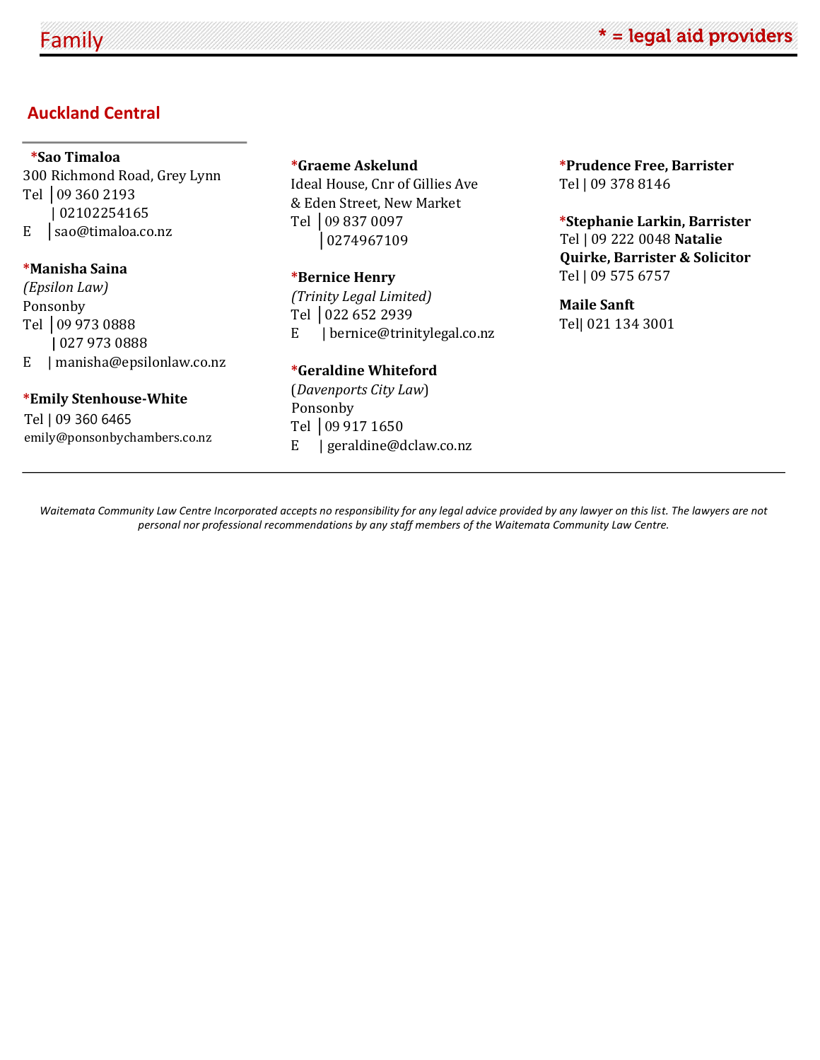# Family

**\* = legal aid providers**

## Auckland Central

**\*Sao Timaloa**
300 Richmond Road, Grey Lynn
Tel | 09 360 2193
| 02102254165
E | sao@timaloa.co.nz

**\*Manisha Saina**
*(Epsilon Law)*
Ponsonby
Tel | 09 973 0888
| 027 973 0888
E | manisha@epsilonlaw.co.nz

**\*Emily Stenhouse-White**
Tel | 09 360 6465
emily@ponsonbychambers.co.nz

**\*Graeme Askelund**
Ideal House, Cnr of Gillies Ave
& Eden Street, New Market
Tel | 09 837 0097
| 0274967109

**\*Bernice Henry**
*(Trinity Legal Limited)*
Tel | 022 652 2939
E | bernice@trinitylegal.co.nz

**\*Geraldine Whiteford**
(*Davenports City Law*)
Ponsonby
Tel | 09 917 1650
E | geraldine@dclaw.co.nz

**\*Prudence Free, Barrister**
Tel | 09 378 8146

**\*Stephanie Larkin, Barrister**
Tel | 09 222 0048

**Natalie Quirke, Barrister & Solicitor**
Tel | 09 575 6757

**Maile Sanft**
Tel| 021 134 3001

---

*Waitemata Community Law Centre Incorporated accepts no responsibility for any legal advice provided by any lawyer on this list. The lawyers are not personal nor professional recommendations by any staff members of the Waitemata Community Law Centre.*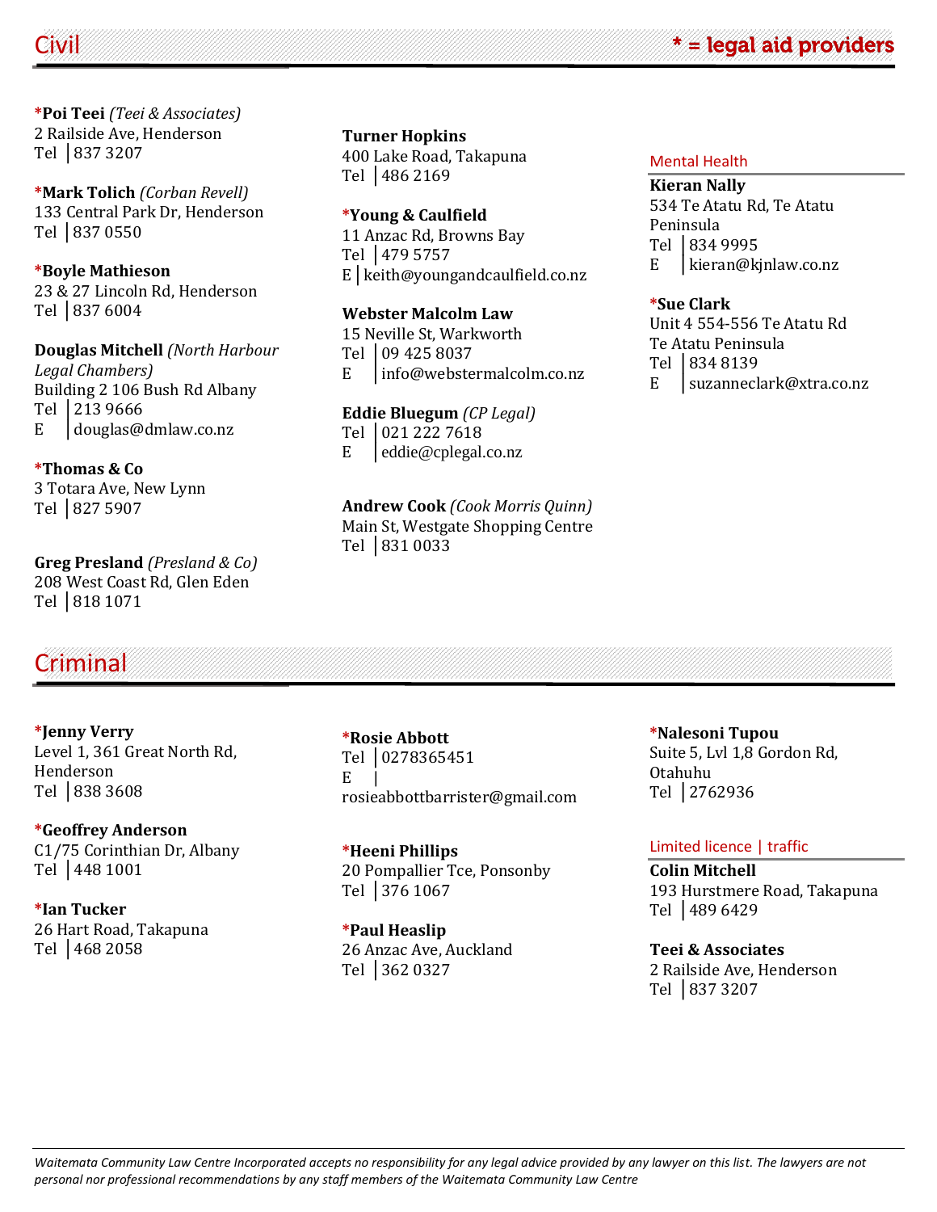# Civil

**\* = legal aid providers**

***Poi Teei** *(Teei & Associates)*
2 Railside Ave, Henderson
Tel | 837 3207

***Mark Tolich** *(Corban Revell)*
133 Central Park Dr, Henderson
Tel | 837 0550

***Boyle Mathieson**
23 & 27 Lincoln Rd, Henderson
Tel | 837 6004

**Douglas Mitchell** *(North Harbour Legal Chambers)*
Building 2 106 Bush Rd Albany
Tel | 213 9666
E | douglas@dmlaw.co.nz

***Thomas & Co**
3 Totara Ave, New Lynn
Tel | 827 5907

**Greg Presland** *(Presland & Co)*
208 West Coast Rd, Glen Eden
Tel | 818 1071

**Turner Hopkins**
400 Lake Road, Takapuna
Tel | 486 2169

***Young & Caulfield**
11 Anzac Rd, Browns Bay
Tel | 479 5757
E | keith@youngandcaulfield.co.nz

**Webster Malcolm Law**
15 Neville St, Warkworth
Tel | 09 425 8037
E | info@webstermalcolm.co.nz

**Eddie Bluegum** *(CP Legal)*
Tel | 021 222 7618
E | eddie@cplegal.co.nz

**Andrew Cook** *(Cook Morris Quinn)*
Main St, Westgate Shopping Centre
Tel | 831 0033

## Mental Health

**Kieran Nally**
534 Te Atatu Rd, Te Atatu Peninsula
Tel | 834 9995
E | kieran@kjnlaw.co.nz

***Sue Clark**
Unit 4 554-556 Te Atatu Rd
Te Atatu Peninsula
Tel | 834 8139
E | suzanneclark@xtra.co.nz

# Criminal

***Jenny Verry**
Level 1, 361 Great North Rd, Henderson
Tel | 838 3608

***Geoffrey Anderson**
C1/75 Corinthian Dr, Albany
Tel | 448 1001

***Ian Tucker**
26 Hart Road, Takapuna
Tel | 468 2058

***Rosie Abbott**
Tel | 0278365451
E | rosieabbottbarrister@gmail.com

***Heeni Phillips**
20 Pompallier Tce, Ponsonby
Tel | 376 1067

***Paul Heaslip**
26 Anzac Ave, Auckland
Tel | 362 0327

***Nalesoni Tupou**
Suite 5, Lvl 1,8 Gordon Rd, Otahuhu
Tel | 2762936

## Limited licence | traffic

**Colin Mitchell**
193 Hurstmere Road, Takapuna
Tel | 489 6429

**Teei & Associates**
2 Railside Ave, Henderson
Tel | 837 3207

*Waitemata Community Law Centre Incorporated accepts no responsibility for any legal advice provided by any lawyer on this list. The lawyers are not personal nor professional recommendations by any staff members of the Waitemata Community Law Centre*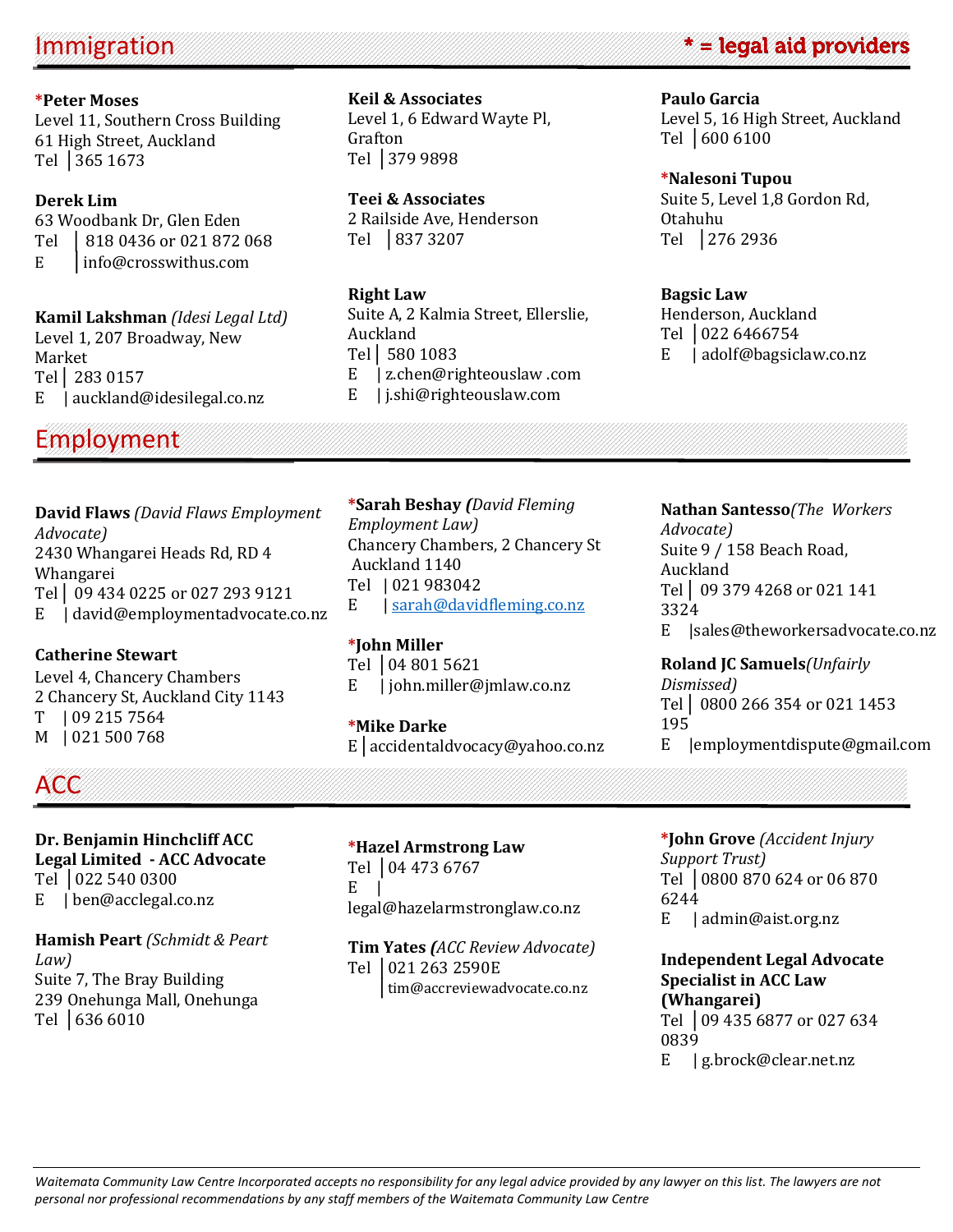## Immigration

**\* = legal aid providers**

**\*Peter Moses**
Level 11, Southern Cross Building
61 High Street, Auckland
Tel │365 1673

**Derek Lim**
63 Woodbank Dr, Glen Eden
Tel │ 818 0436 or 021 872 068
E │info@crosswithus.com

**Kamil Lakshman** *(Idesi Legal Ltd)*
Level 1, 207 Broadway, New Market
Tel│ 283 0157
E | auckland@idesilegal.co.nz

**Keil & Associates**
Level 1, 6 Edward Wayte Pl, Grafton
Tel │379 9898

**Teei & Associates**
2 Railside Ave, Henderson
Tel │837 3207

**Right Law**
Suite A, 2 Kalmia Street, Ellerslie, Auckland
Tel│ 580 1083
E | z.chen@righteouslaw .com
E | j.shi@righteouslaw.com

**Paulo Garcia**
Level 5, 16 High Street, Auckland
Tel │600 6100

**\*Nalesoni Tupou**
Suite 5, Level 1,8 Gordon Rd, Otahuhu
Tel │276 2936

**Bagsic Law**
Henderson, Auckland
Tel │022 6466754
E | adolf@bagsiclaw.co.nz

## Employment

**David Flaws** *(David Flaws Employment Advocate)*
2430 Whangarei Heads Rd, RD 4 Whangarei
Tel│ 09 434 0225 or 027 293 9121
E | david@employmentadvocate.co.nz

**Catherine Stewart**
Level 4, Chancery Chambers
2 Chancery St, Auckland City 1143
T | 09 215 7564
M | 021 500 768

**\*Sarah Beshay** *(David Fleming Employment Law)*
Chancery Chambers, 2 Chancery St
Auckland 1140
Tel | 021 983042
E | sarah@davidfleming.co.nz

**\*John Miller**
Tel │04 801 5621
E | john.miller@jmlaw.co.nz

**\*Mike Darke**
E│accidentaldvocacy@yahoo.co.nz

**Nathan Santesso***(The Workers Advocate)*
Suite 9 / 158 Beach Road, Auckland
Tel│ 09 379 4268 or 021 141 3324
E |sales@theworkersadvocate.co.nz

**Roland JC Samuels***(Unfairly Dismissed)*
Tel│ 0800 266 354 or 021 1453 195
E |employmentdispute@gmail.com

## ACC

**Dr. Benjamin Hinchcliff ACC Legal Limited - ACC Advocate**
Tel │022 540 0300
E | ben@acclegal.co.nz

**Hamish Peart** *(Schmidt & Peart Law)*
Suite 7, The Bray Building
239 Onehunga Mall, Onehunga
Tel │636 6010

**\*Hazel Armstrong Law**
Tel │04 473 6767
E | legal@hazelarmstronglaw.co.nz

**Tim Yates** ***(**ACC Review Advocate)*
Tel │021 263 2590E
│tim@accreviewadvocate.co.nz

**\*John Grove** *(Accident Injury Support Trust)*
Tel │0800 870 624 or 06 870 6244
E | admin@aist.org.nz

**Independent Legal Advocate Specialist in ACC Law (Whangarei)**
Tel │09 435 6877 or 027 634 0839
E | g.brock@clear.net.nz

*Waitemata Community Law Centre Incorporated accepts no responsibility for any legal advice provided by any lawyer on this list. The lawyers are not personal nor professional recommendations by any staff members of the Waitemata Community Law Centre*